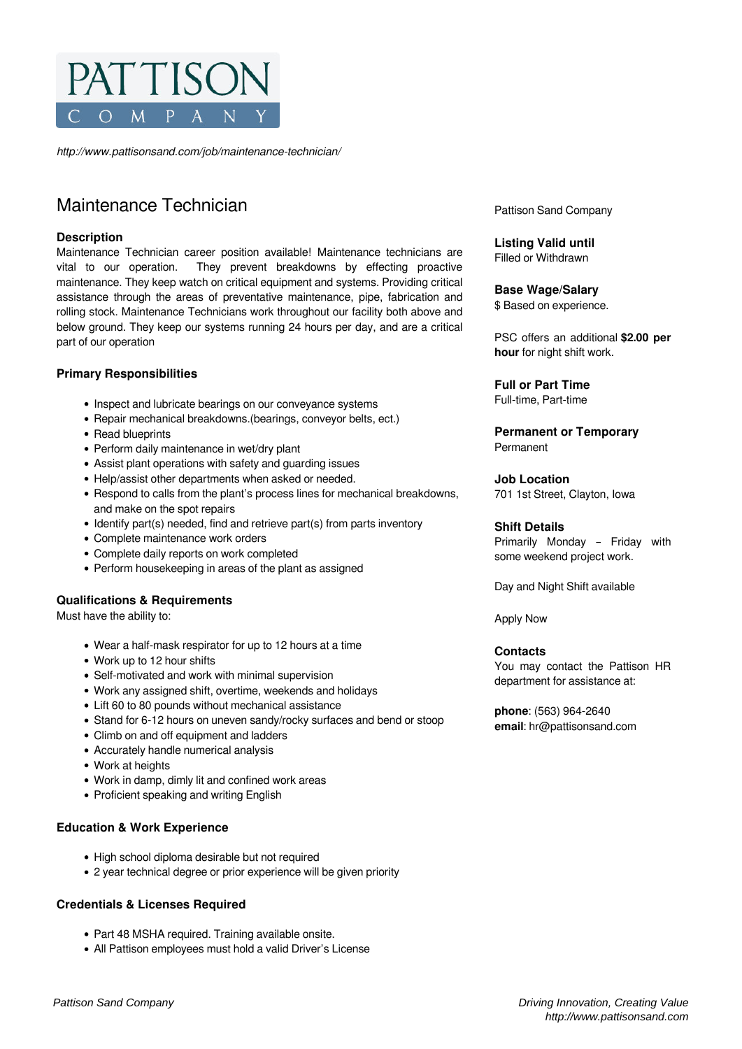PATTISON COMPANY

*http://www.pattisonsand.com/job/maintenance-technician/*

# Maintenance Technician

### Description

Maintenance Technician career position available! Maintenance technicians are vital to our operation. They prevent breakdowns by effecting proactive maintenance. They keep watch on critical equipment and systems. Providing critical assistance through the areas of preventative maintenance, pipe, fabrication and rolling stock. Maintenance Technicians work throughout our facility both above and below ground. They keep our systems running 24 hours per day, and are a critical part of our operation

### Primary Responsibilities

- Inspect and lubricate bearings on our conveyance systems
- Repair mechanical breakdowns.(bearings, conveyor belts, ect.)
- Read blueprints
- Perform daily maintenance in wet/dry plant
- Assist plant operations with safety and guarding issues
- Help/assist other departments when asked or needed.
- Respond to calls from the plant's process lines for mechanical breakdowns, and make on the spot repairs
- Identify part(s) needed, find and retrieve part(s) from parts inventory
- Complete maintenance work orders
- Complete daily reports on work completed
- Perform housekeeping in areas of the plant as assigned

### Qualifications & Requirements

Must have the ability to:

- Wear a half-mask respirator for up to 12 hours at a time
- Work up to 12 hour shifts
- Self-motivated and work with minimal supervision
- Work any assigned shift, overtime, weekends and holidays
- Lift 60 to 80 pounds without mechanical assistance
- Stand for 6-12 hours on uneven sandy/rocky surfaces and bend or stoop
- Climb on and off equipment and ladders
- Accurately handle numerical analysis
- Work at heights
- Work in damp, dimly lit and confined work areas
- Proficient speaking and writing English

### Education & Work Experience

- High school diploma desirable but not required
- 2 year technical degree or prior experience will be given priority

### Credentials & Licenses Required

- Part 48 MSHA required. Training available onsite.
- All Pattison employees must hold a valid Driver's License

Pattison Sand Company

**Listing Valid until**
Filled or Withdrawn

**Base Wage/Salary**
$ Based on experience.

PSC offers an additional **$2.00 per hour** for night shift work.

**Full or Part Time**
Full-time, Part-time

**Permanent or Temporary**
Permanent

**Job Location**
701 1st Street, Clayton, Iowa

**Shift Details**
Primarily Monday – Friday with some weekend project work.

Day and Night Shift available

Apply Now

**Contacts**
You may contact the Pattison HR department for assistance at:

**phone**: (563) 964-2640
**email**: hr@pattisonsand.com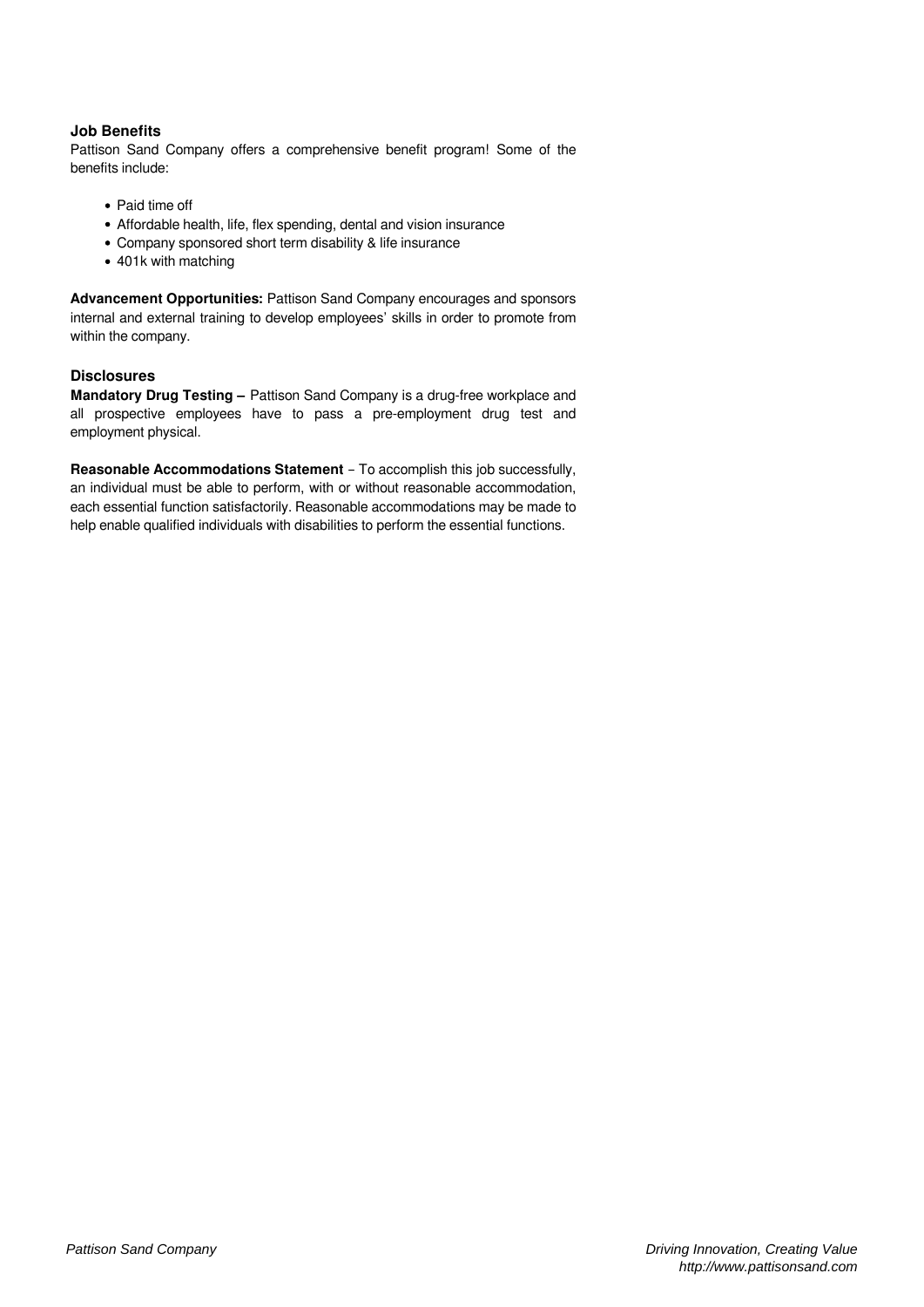### Job Benefits

Pattison Sand Company offers a comprehensive benefit program! Some of the benefits include:

- Paid time off
- Affordable health, life, flex spending, dental and vision insurance
- Company sponsored short term disability & life insurance
- 401k with matching

**Advancement Opportunities:** Pattison Sand Company encourages and sponsors internal and external training to develop employees' skills in order to promote from within the company.

### Disclosures

**Mandatory Drug Testing –** Pattison Sand Company is a drug-free workplace and all prospective employees have to pass a pre-employment drug test and employment physical.

**Reasonable Accommodations Statement** – To accomplish this job successfully, an individual must be able to perform, with or without reasonable accommodation, each essential function satisfactorily. Reasonable accommodations may be made to help enable qualified individuals with disabilities to perform the essential functions.